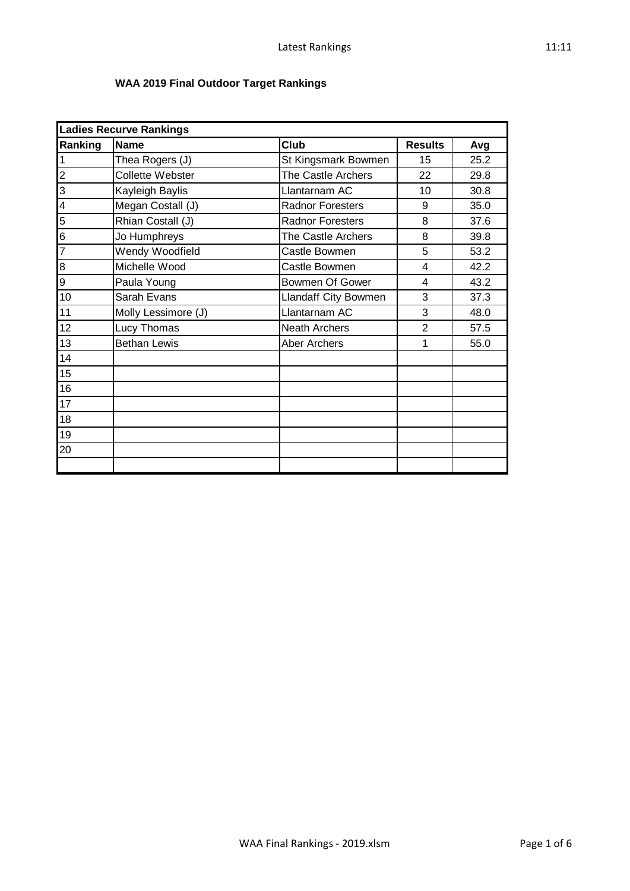**WAA 2019 Final Outdoor Target Rankings**

| Ladies Recurve Rankings | | | | |
|---|---|---|---|---|
| **Ranking** | **Name** | **Club** | **Results** | **Avg** |
| 1 | Thea Rogers (J) | St Kingsmark Bowmen | 15 | 25.2 |
| 2 | Collette Webster | The Castle Archers | 22 | 29.8 |
| 3 | Kayleigh Baylis | Llantarnam AC | 10 | 30.8 |
| 4 | Megan Costall (J) | Radnor Foresters | 9 | 35.0 |
| 5 | Rhian Costall (J) | Radnor Foresters | 8 | 37.6 |
| 6 | Jo Humphreys | The Castle Archers | 8 | 39.8 |
| 7 | Wendy Woodfield | Castle Bowmen | 5 | 53.2 |
| 8 | Michelle Wood | Castle Bowmen | 4 | 42.2 |
| 9 | Paula Young | Bowmen Of Gower | 4 | 43.2 |
| 10 | Sarah Evans | Llandaff City Bowmen | 3 | 37.3 |
| 11 | Molly Lessimore (J) | Llantarnam AC | 3 | 48.0 |
| 12 | Lucy Thomas | Neath Archers | 2 | 57.5 |
| 13 | Bethan Lewis | Aber Archers | 1 | 55.0 |
| 14 | | | | |
| 15 | | | | |
| 16 | | | | |
| 17 | | | | |
| 18 | | | | |
| 19 | | | | |
| 20 | | | | |
| | | | | |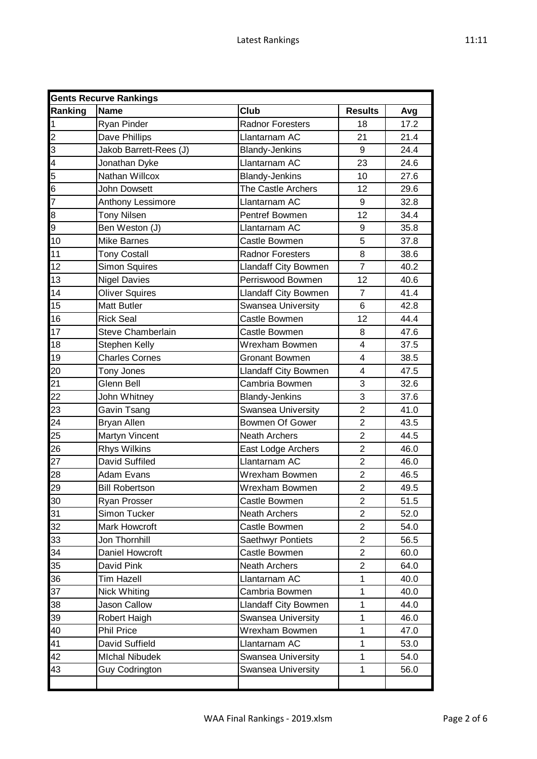**Gents Recurve Rankings**

| Ranking | Name | Club | Results | Avg |
|---|---|---|---|---|
| 1 | Ryan Pinder | Radnor Foresters | 18 | 17.2 |
| 2 | Dave Phillips | Llantarnam AC | 21 | 21.4 |
| 3 | Jakob Barrett-Rees (J) | Blandy-Jenkins | 9 | 24.4 |
| 4 | Jonathan Dyke | Llantarnam AC | 23 | 24.6 |
| 5 | Nathan Willcox | Blandy-Jenkins | 10 | 27.6 |
| 6 | John Dowsett | The Castle Archers | 12 | 29.6 |
| 7 | Anthony Lessimore | Llantarnam AC | 9 | 32.8 |
| 8 | Tony Nilsen | Pentref Bowmen | 12 | 34.4 |
| 9 | Ben Weston (J) | Llantarnam AC | 9 | 35.8 |
| 10 | Mike Barnes | Castle Bowmen | 5 | 37.8 |
| 11 | Tony Costall | Radnor Foresters | 8 | 38.6 |
| 12 | Simon Squires | Llandaff City Bowmen | 7 | 40.2 |
| 13 | Nigel Davies | Perriswood Bowmen | 12 | 40.6 |
| 14 | Oliver Squires | Llandaff City Bowmen | 7 | 41.4 |
| 15 | Matt Butler | Swansea University | 6 | 42.8 |
| 16 | Rick Seal | Castle Bowmen | 12 | 44.4 |
| 17 | Steve Chamberlain | Castle Bowmen | 8 | 47.6 |
| 18 | Stephen Kelly | Wrexham Bowmen | 4 | 37.5 |
| 19 | Charles Cornes | Gronant Bowmen | 4 | 38.5 |
| 20 | Tony Jones | Llandaff City Bowmen | 4 | 47.5 |
| 21 | Glenn Bell | Cambria Bowmen | 3 | 32.6 |
| 22 | John Whitney | Blandy-Jenkins | 3 | 37.6 |
| 23 | Gavin Tsang | Swansea University | 2 | 41.0 |
| 24 | Bryan Allen | Bowmen Of Gower | 2 | 43.5 |
| 25 | Martyn Vincent | Neath Archers | 2 | 44.5 |
| 26 | Rhys Wilkins | East Lodge Archers | 2 | 46.0 |
| 27 | David Suffiled | Llantarnam AC | 2 | 46.0 |
| 28 | Adam Evans | Wrexham Bowmen | 2 | 46.5 |
| 29 | Bill Robertson | Wrexham Bowmen | 2 | 49.5 |
| 30 | Ryan Prosser | Castle Bowmen | 2 | 51.5 |
| 31 | Simon Tucker | Neath Archers | 2 | 52.0 |
| 32 | Mark Howcroft | Castle Bowmen | 2 | 54.0 |
| 33 | Jon Thornhill | Saethwyr Pontiets | 2 | 56.5 |
| 34 | Daniel Howcroft | Castle Bowmen | 2 | 60.0 |
| 35 | David Pink | Neath Archers | 2 | 64.0 |
| 36 | Tim Hazell | Llantarnam AC | 1 | 40.0 |
| 37 | Nick Whiting | Cambria Bowmen | 1 | 40.0 |
| 38 | Jason Callow | Llandaff City Bowmen | 1 | 44.0 |
| 39 | Robert Haigh | Swansea University | 1 | 46.0 |
| 40 | Phil Price | Wrexham Bowmen | 1 | 47.0 |
| 41 | David Suffield | Llantarnam AC | 1 | 53.0 |
| 42 | MIchal Nibudek | Swansea University | 1 | 54.0 |
| 43 | Guy Codrington | Swansea University | 1 | 56.0 |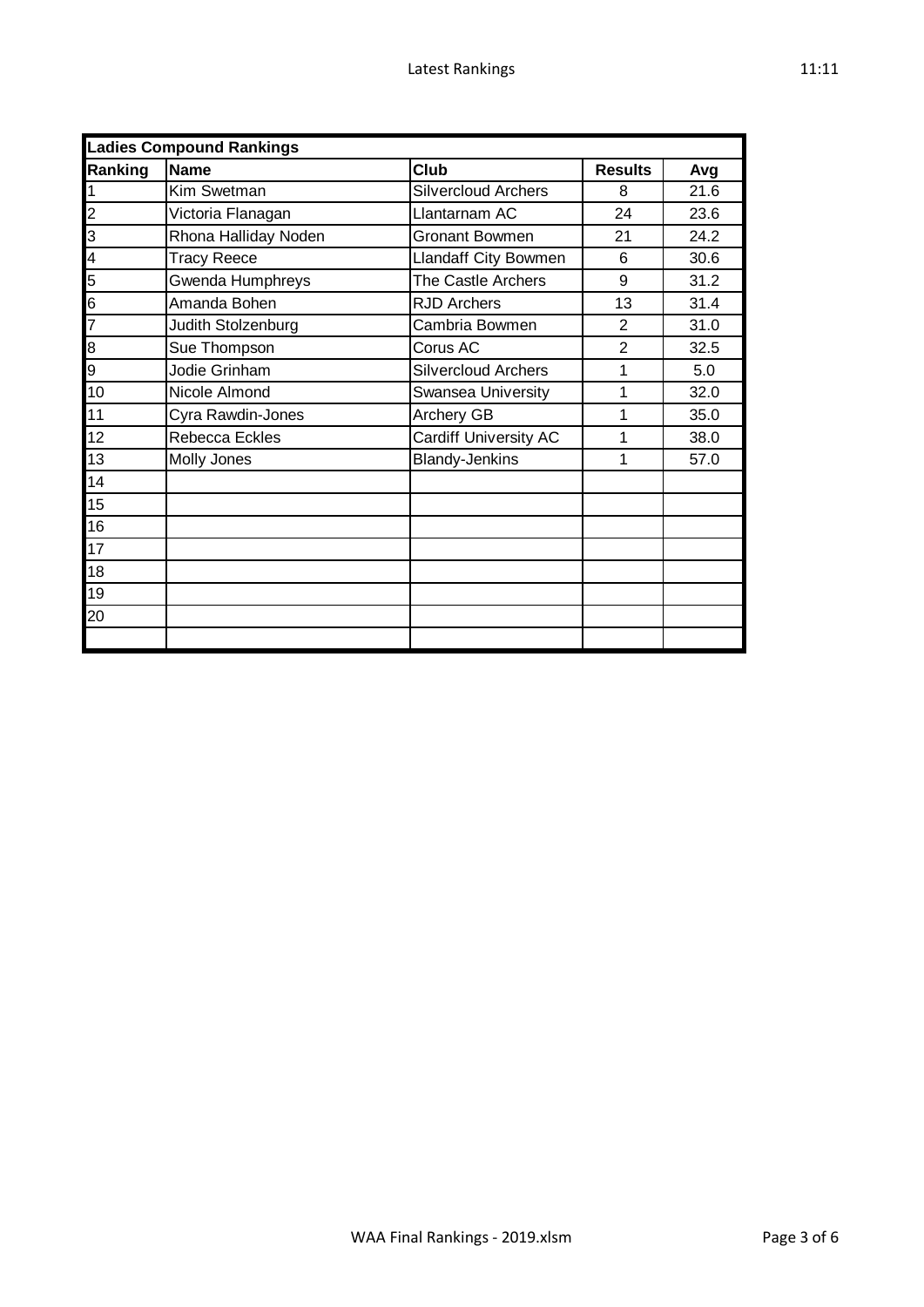| Ladies Compound Rankings | | | | |
|---|---|---|---|---|
| Ranking | Name | Club | Results | Avg |
| 1 | Kim Swetman | Silvercloud Archers | 8 | 21.6 |
| 2 | Victoria Flanagan | Llantarnam AC | 24 | 23.6 |
| 3 | Rhona Halliday Noden | Gronant Bowmen | 21 | 24.2 |
| 4 | Tracy Reece | Llandaff City Bowmen | 6 | 30.6 |
| 5 | Gwenda Humphreys | The Castle Archers | 9 | 31.2 |
| 6 | Amanda Bohen | RJD Archers | 13 | 31.4 |
| 7 | Judith Stolzenburg | Cambria Bowmen | 2 | 31.0 |
| 8 | Sue Thompson | Corus AC | 2 | 32.5 |
| 9 | Jodie Grinham | Silvercloud Archers | 1 | 5.0 |
| 10 | Nicole Almond | Swansea University | 1 | 32.0 |
| 11 | Cyra Rawdin-Jones | Archery GB | 1 | 35.0 |
| 12 | Rebecca Eckles | Cardiff University AC | 1 | 38.0 |
| 13 | Molly Jones | Blandy-Jenkins | 1 | 57.0 |
| 14 | | | | |
| 15 | | | | |
| 16 | | | | |
| 17 | | | | |
| 18 | | | | |
| 19 | | | | |
| 20 | | | | |
| | | | | |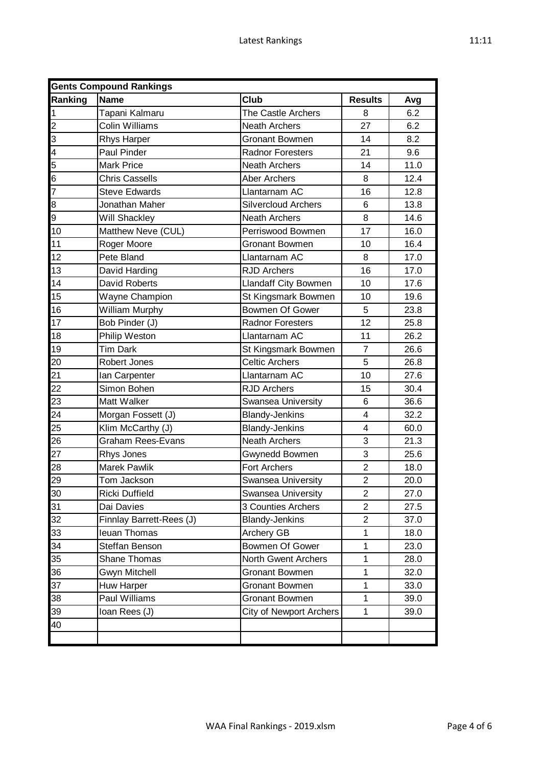| Gents Compound Rankings | | | | |
|---|---|---|---|---|
| Ranking | Name | Club | Results | Avg |
| 1 | Tapani Kalmaru | The Castle Archers | 8 | 6.2 |
| 2 | Colin Williams | Neath Archers | 27 | 6.2 |
| 3 | Rhys Harper | Gronant Bowmen | 14 | 8.2 |
| 4 | Paul Pinder | Radnor Foresters | 21 | 9.6 |
| 5 | Mark Price | Neath Archers | 14 | 11.0 |
| 6 | Chris Cassells | Aber Archers | 8 | 12.4 |
| 7 | Steve Edwards | Llantarnam AC | 16 | 12.8 |
| 8 | Jonathan Maher | Silvercloud Archers | 6 | 13.8 |
| 9 | Will Shackley | Neath Archers | 8 | 14.6 |
| 10 | Matthew Neve (CUL) | Perriswood Bowmen | 17 | 16.0 |
| 11 | Roger Moore | Gronant Bowmen | 10 | 16.4 |
| 12 | Pete Bland | Llantarnam AC | 8 | 17.0 |
| 13 | David Harding | RJD Archers | 16 | 17.0 |
| 14 | David Roberts | Llandaff City Bowmen | 10 | 17.6 |
| 15 | Wayne Champion | St Kingsmark Bowmen | 10 | 19.6 |
| 16 | William Murphy | Bowmen Of Gower | 5 | 23.8 |
| 17 | Bob Pinder (J) | Radnor Foresters | 12 | 25.8 |
| 18 | Philip Weston | Llantarnam AC | 11 | 26.2 |
| 19 | Tim Dark | St Kingsmark Bowmen | 7 | 26.6 |
| 20 | Robert Jones | Celtic Archers | 5 | 26.8 |
| 21 | Ian Carpenter | Llantarnam AC | 10 | 27.6 |
| 22 | Simon Bohen | RJD Archers | 15 | 30.4 |
| 23 | Matt Walker | Swansea University | 6 | 36.6 |
| 24 | Morgan Fossett (J) | Blandy-Jenkins | 4 | 32.2 |
| 25 | Klim McCarthy (J) | Blandy-Jenkins | 4 | 60.0 |
| 26 | Graham Rees-Evans | Neath Archers | 3 | 21.3 |
| 27 | Rhys Jones | Gwynedd Bowmen | 3 | 25.6 |
| 28 | Marek Pawlik | Fort Archers | 2 | 18.0 |
| 29 | Tom Jackson | Swansea University | 2 | 20.0 |
| 30 | Ricki Duffield | Swansea University | 2 | 27.0 |
| 31 | Dai Davies | 3 Counties Archers | 2 | 27.5 |
| 32 | Finnlay Barrett-Rees (J) | Blandy-Jenkins | 2 | 37.0 |
| 33 | Ieuan Thomas | Archery GB | 1 | 18.0 |
| 34 | Steffan Benson | Bowmen Of Gower | 1 | 23.0 |
| 35 | Shane Thomas | North Gwent Archers | 1 | 28.0 |
| 36 | Gwyn Mitchell | Gronant Bowmen | 1 | 32.0 |
| 37 | Huw Harper | Gronant Bowmen | 1 | 33.0 |
| 38 | Paul Williams | Gronant Bowmen | 1 | 39.0 |
| 39 | Ioan Rees (J) | City of Newport Archers | 1 | 39.0 |
| 40 | | | | |
| | | | | |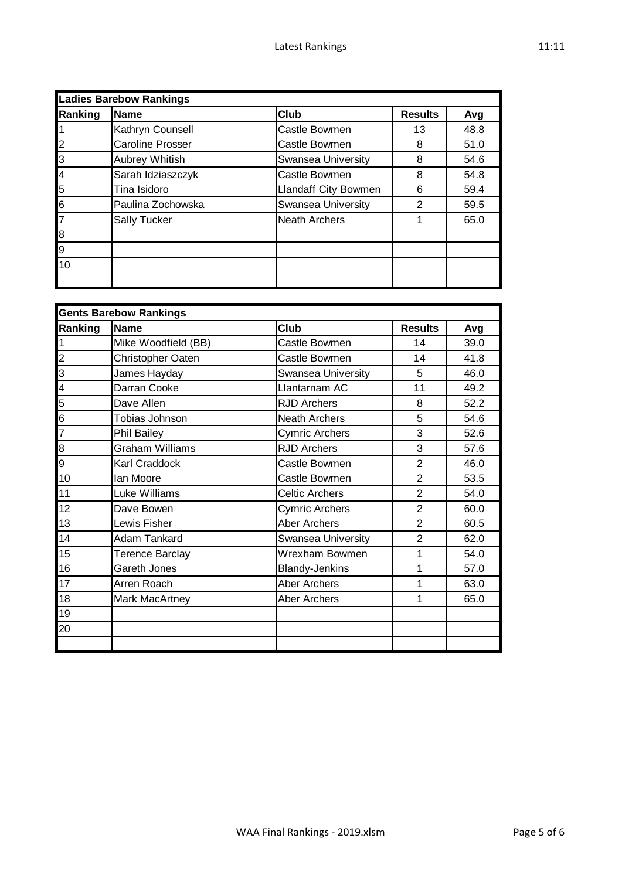| Ladies Barebow Rankings | | | | |
|---|---|---|---|---|
| **Ranking** | **Name** | **Club** | **Results** | **Avg** |
| 1 | Kathryn Counsell | Castle Bowmen | 13 | 48.8 |
| 2 | Caroline Prosser | Castle Bowmen | 8 | 51.0 |
| 3 | Aubrey Whitish | Swansea University | 8 | 54.6 |
| 4 | Sarah Idziaszczyk | Castle Bowmen | 8 | 54.8 |
| 5 | Tina Isidoro | Llandaff City Bowmen | 6 | 59.4 |
| 6 | Paulina Zochowska | Swansea University | 2 | 59.5 |
| 7 | Sally Tucker | Neath Archers | 1 | 65.0 |
| 8 | | | | |
| 9 | | | | |
| 10 | | | | |
| | | | | |

| Gents Barebow Rankings | | | | |
|---|---|---|---|---|
| **Ranking** | **Name** | **Club** | **Results** | **Avg** |
| 1 | Mike Woodfield (BB) | Castle Bowmen | 14 | 39.0 |
| 2 | Christopher Oaten | Castle Bowmen | 14 | 41.8 |
| 3 | James Hayday | Swansea University | 5 | 46.0 |
| 4 | Darran Cooke | Llantarnam AC | 11 | 49.2 |
| 5 | Dave Allen | RJD Archers | 8 | 52.2 |
| 6 | Tobias Johnson | Neath Archers | 5 | 54.6 |
| 7 | Phil Bailey | Cymric Archers | 3 | 52.6 |
| 8 | Graham Williams | RJD Archers | 3 | 57.6 |
| 9 | Karl Craddock | Castle Bowmen | 2 | 46.0 |
| 10 | Ian Moore | Castle Bowmen | 2 | 53.5 |
| 11 | Luke Williams | Celtic Archers | 2 | 54.0 |
| 12 | Dave Bowen | Cymric Archers | 2 | 60.0 |
| 13 | Lewis Fisher | Aber Archers | 2 | 60.5 |
| 14 | Adam Tankard | Swansea University | 2 | 62.0 |
| 15 | Terence Barclay | Wrexham Bowmen | 1 | 54.0 |
| 16 | Gareth Jones | Blandy-Jenkins | 1 | 57.0 |
| 17 | Arren Roach | Aber Archers | 1 | 63.0 |
| 18 | Mark MacArtney | Aber Archers | 1 | 65.0 |
| 19 | | | | |
| 20 | | | | |
| | | | | |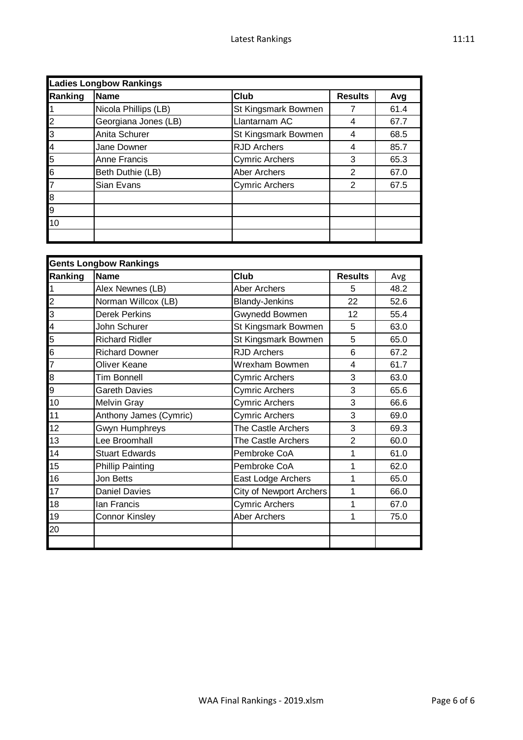| Ladies Longbow Rankings | | | | |
|---|---|---|---|---|
| **Ranking** | **Name** | **Club** | **Results** | **Avg** |
| 1 | Nicola Phillips (LB) | St Kingsmark Bowmen | 7 | 61.4 |
| 2 | Georgiana Jones (LB) | Llantarnam AC | 4 | 67.7 |
| 3 | Anita Schurer | St Kingsmark Bowmen | 4 | 68.5 |
| 4 | Jane Downer | RJD Archers | 4 | 85.7 |
| 5 | Anne Francis | Cymric Archers | 3 | 65.3 |
| 6 | Beth Duthie (LB) | Aber Archers | 2 | 67.0 |
| 7 | Sian Evans | Cymric Archers | 2 | 67.5 |
| 8 | | | | |
| 9 | | | | |
| 10 | | | | |
| | | | | |

| Gents Longbow Rankings | | | | |
|---|---|---|---|---|
| **Ranking** | **Name** | **Club** | **Results** | Avg |
| 1 | Alex Newnes (LB) | Aber Archers | 5 | 48.2 |
| 2 | Norman Willcox (LB) | Blandy-Jenkins | 22 | 52.6 |
| 3 | Derek Perkins | Gwynedd Bowmen | 12 | 55.4 |
| 4 | John Schurer | St Kingsmark Bowmen | 5 | 63.0 |
| 5 | Richard Ridler | St Kingsmark Bowmen | 5 | 65.0 |
| 6 | Richard Downer | RJD Archers | 6 | 67.2 |
| 7 | Oliver Keane | Wrexham Bowmen | 4 | 61.7 |
| 8 | Tim Bonnell | Cymric Archers | 3 | 63.0 |
| 9 | Gareth Davies | Cymric Archers | 3 | 65.6 |
| 10 | Melvin Gray | Cymric Archers | 3 | 66.6 |
| 11 | Anthony James (Cymric) | Cymric Archers | 3 | 69.0 |
| 12 | Gwyn Humphreys | The Castle Archers | 3 | 69.3 |
| 13 | Lee Broomhall | The Castle Archers | 2 | 60.0 |
| 14 | Stuart Edwards | Pembroke CoA | 1 | 61.0 |
| 15 | Phillip Painting | Pembroke CoA | 1 | 62.0 |
| 16 | Jon Betts | East Lodge Archers | 1 | 65.0 |
| 17 | Daniel Davies | City of Newport Archers | 1 | 66.0 |
| 18 | Ian Francis | Cymric Archers | 1 | 67.0 |
| 19 | Connor Kinsley | Aber Archers | 1 | 75.0 |
| 20 | | | | |
| | | | | |